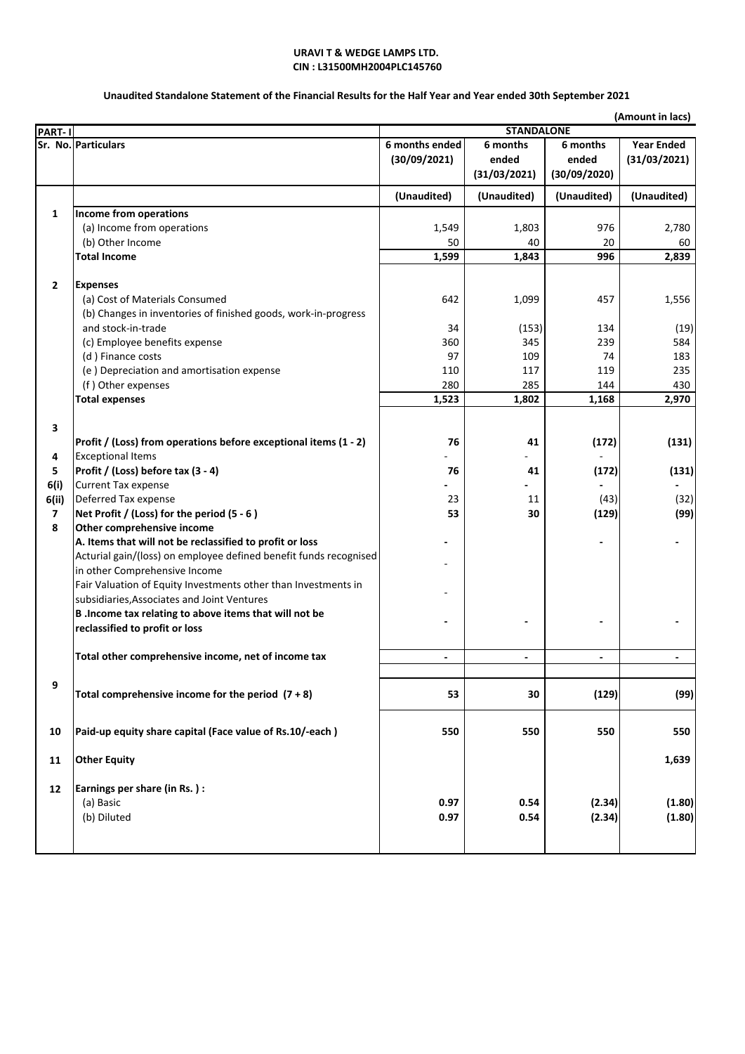**URAVI T & WEDGE LAMPS LTD.**
**CIN : L31500MH2004PLC145760**

**Unaudited Standalone Statement of the Financial Results for the Half Year and Year ended 30th September 2021**

**(Amount in lacs)**

| PART- I | | STANDALONE | | | |
|---|---|---|---|---|---|
| Sr. No. | Particulars | 6 months ended (30/09/2021) | 6 months ended (31/03/2021) | 6 months ended (30/09/2020) | Year Ended (31/03/2021) |
| | | (Unaudited) | (Unaudited) | (Unaudited) | (Unaudited) |
| 1 | **Income from operations** | | | | |
| | (a) Income from operations | 1,549 | 1,803 | 976 | 2,780 |
| | (b) Other Income | 50 | 40 | 20 | 60 |
| | **Total Income** | **1,599** | **1,843** | **996** | **2,839** |
| 2 | **Expenses** | | | | |
| | (a) Cost of Materials Consumed | 642 | 1,099 | 457 | 1,556 |
| | (b) Changes in inventories of finished goods, work-in-progress and stock-in-trade | 34 | (153) | 134 | (19) |
| | (c) Employee benefits expense | 360 | 345 | 239 | 584 |
| | (d ) Finance costs | 97 | 109 | 74 | 183 |
| | (e ) Depreciation and amortisation expense | 110 | 117 | 119 | 235 |
| | (f ) Other expenses | 280 | 285 | 144 | 430 |
| | **Total expenses** | **1,523** | **1,802** | **1,168** | **2,970** |
| 3 | **Profit / (Loss) from operations before exceptional items (1 - 2)** | **76** | **41** | **(172)** | **(131)** |
| 4 | Exceptional Items | - | - | - | |
| 5 | **Profit / (Loss) before tax (3 - 4)** | **76** | **41** | **(172)** | **(131)** |
| 6(i) | Current Tax expense | - | - | - | - |
| 6(ii) | Deferred Tax expense | 23 | 11 | (43) | (32) |
| 7 | **Net Profit / (Loss) for the period (5 - 6 )** | **53** | **30** | **(129)** | **(99)** |
| 8 | **Other comprehensive income** | | | | |
| | **A. Items that will not be reclassified to profit or loss** | - | | - | - |
| | Acturial gain/(loss) on employee defined benefit funds recognised in other Comprehensive Income | - | | | |
| | Fair Valuation of Equity Investments other than Investments in subsidiaries,Associates and Joint Ventures | - | | | |
| | **B .Income tax relating to above items that will not be reclassified to profit or loss** | - | - | - | - |
| | **Total other comprehensive income, net of income tax** | - | - | - | - |
| 9 | **Total comprehensive income for the period (7 + 8)** | **53** | **30** | **(129)** | **(99)** |
| 10 | **Paid-up equity share capital (Face value of Rs.10/-each )** | **550** | **550** | **550** | **550** |
| 11 | **Other Equity** | | | | **1,639** |
| 12 | **Earnings per share (in Rs. ) :** | | | | |
| | (a) Basic | **0.97** | **0.54** | **(2.34)** | **(1.80)** |
| | (b) Diluted | **0.97** | **0.54** | **(2.34)** | **(1.80)** |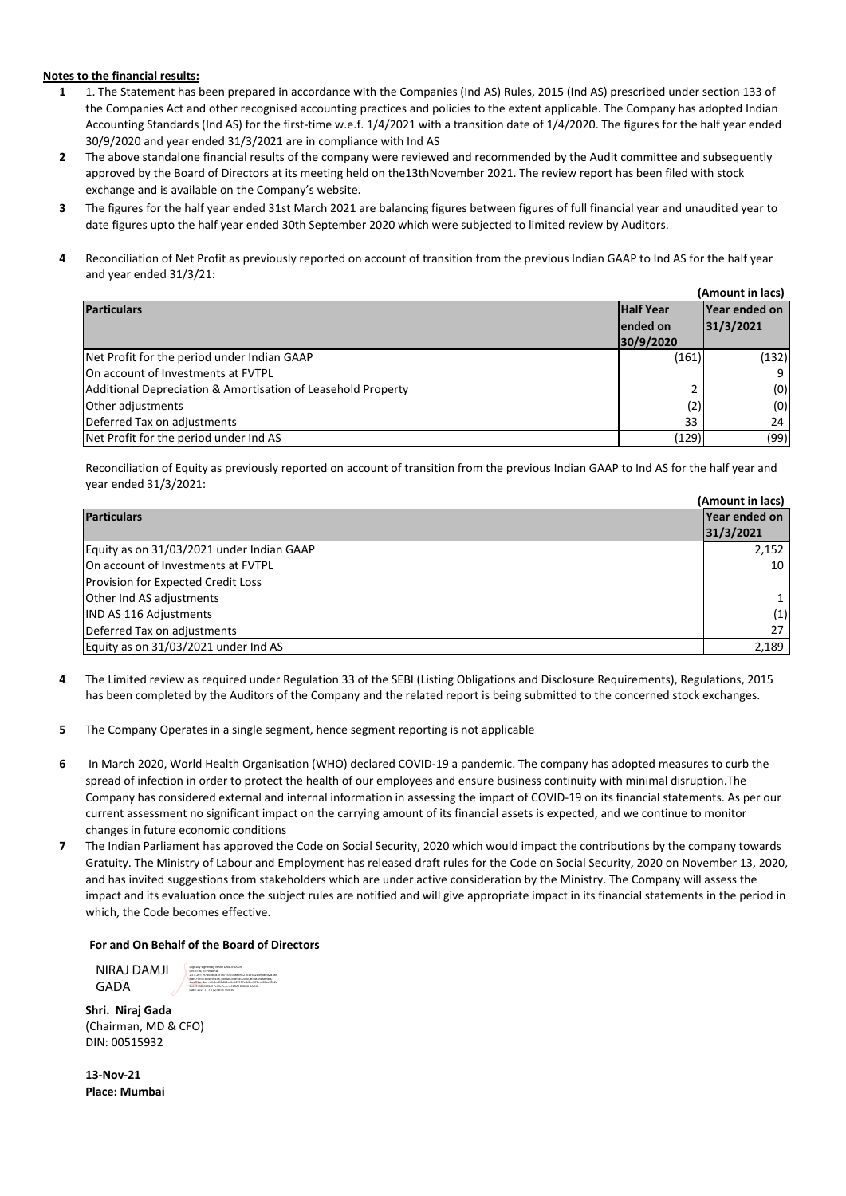**Notes to the financial results:**

1. 1. The Statement has been prepared in accordance with the Companies (Ind AS) Rules, 2015 (Ind AS) prescribed under section 133 of the Companies Act and other recognised accounting practices and policies to the extent applicable. The Company has adopted Indian Accounting Standards (Ind AS) for the first-time w.e.f. 1/4/2021 with a transition date of 1/4/2020. The figures for the half year ended 30/9/2020 and year ended 31/3/2021 are in compliance with Ind AS

2. The above standalone financial results of the company were reviewed and recommended by the Audit committee and subsequently approved by the Board of Directors at its meeting held on the13thNovember 2021. The review report has been filed with stock exchange and is available on the Company's website.

3. The figures for the half year ended 31st March 2021 are balancing figures between figures of full financial year and unaudited year to date figures upto the half year ended 30th September 2020 which were subjected to limited review by Auditors.

4. Reconciliation of Net Profit as previously reported on account of transition from the previous Indian GAAP to Ind AS for the half year and year ended 31/3/21:

(Amount in lacs)

| Particulars | Half Year ended on 30/9/2020 | Year ended on 31/3/2021 |
|---|---|---|
| Net Profit for the period under Indian GAAP | (161) | (132) |
| On account of Investments at FVTPL | | 9 |
| Additional Depreciation & Amortisation of Leasehold Property | 2 | (0) |
| Other adjustments | (2) | (0) |
| Deferred Tax on adjustments | 33 | 24 |
| Net Profit for the period under Ind AS | (129) | (99) |

Reconciliation of Equity as previously reported on account of transition from the previous Indian GAAP to Ind AS for the half year and year ended 31/3/2021:

(Amount in lacs)

| Particulars | Year ended on 31/3/2021 |
|---|---|
| Equity as on 31/03/2021 under Indian GAAP | 2,152 |
| On account of Investments at FVTPL | 10 |
| Provision for Expected Credit Loss | |
| Other Ind AS adjustments | 1 |
| IND AS 116 Adjustments | (1) |
| Deferred Tax on adjustments | 27 |
| Equity as on 31/03/2021 under Ind AS | 2,189 |

4. The Limited review as required under Regulation 33 of the SEBI (Listing Obligations and Disclosure Requirements), Regulations, 2015 has been completed by the Auditors of the Company and the related report is being submitted to the concerned stock exchanges.

5. The Company Operates in a single segment, hence segment reporting is not applicable

6. In March 2020, World Health Organisation (WHO) declared COVID-19 a pandemic. The company has adopted measures to curb the spread of infection in order to protect the health of our employees and ensure business continuity with minimal disruption.The Company has considered external and internal information in assessing the impact of COVID-19 on its financial statements. As per our current assessment no significant impact on the carrying amount of its financial assets is expected, and we continue to monitor changes in future economic conditions

7. The Indian Parliament has approved the Code on Social Security, 2020 which would impact the contributions by the company towards Gratuity. The Ministry of Labour and Employment has released draft rules for the Code on Social Security, 2020 on November 13, 2020, and has invited suggestions from stakeholders which are under active consideration by the Ministry. The Company will assess the impact and its evaluation once the subject rules are notified and will give appropriate impact in its financial statements in the period in which, the Code becomes effective.

**For and On Behalf of the Board of Directors**

NIRAJ DAMJI GADA

**Shri. Niraj Gada**
(Chairman, MD & CFO)
DIN: 00515932

**13-Nov-21**
**Place: Mumbai**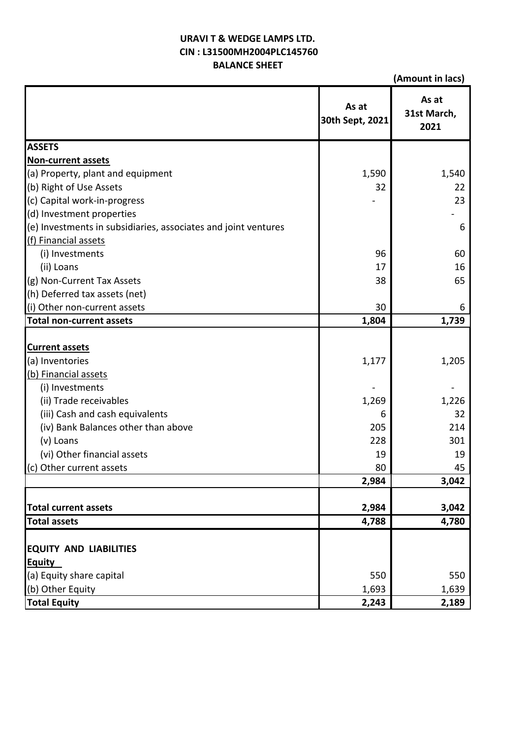**URAVI T & WEDGE LAMPS LTD.**
**CIN : L31500MH2004PLC145760**
**BALANCE SHEET**

**(Amount in lacs)**

| | As at 30th Sept, 2021 | As at 31st March, 2021 |
|---|---|---|
| **ASSETS** | | |
| **Non-current assets** | | |
| (a) Property, plant and equipment | 1,590 | 1,540 |
| (b) Right of Use Assets | 32 | 22 |
| (c) Capital work-in-progress | - | 23 |
| (d) Investment properties | | - |
| (e) Investments in subsidiaries, associates and joint ventures | | 6 |
| (f) Financial assets | | |
| (i) Investments | 96 | 60 |
| (ii) Loans | 17 | 16 |
| (g) Non-Current Tax Assets | 38 | 65 |
| (h) Deferred tax assets (net) | | |
| (i) Other non-current assets | 30 | 6 |
| **Total non-current assets** | **1,804** | **1,739** |
| **Current assets** | | |
| (a) Inventories | 1,177 | 1,205 |
| (b) Financial assets | | |
| (i) Investments | - | - |
| (ii) Trade receivables | 1,269 | 1,226 |
| (iii) Cash and cash equivalents | 6 | 32 |
| (iv) Bank Balances other than above | 205 | 214 |
| (v) Loans | 228 | 301 |
| (vi) Other financial assets | 19 | 19 |
| (c) Other current assets | 80 | 45 |
| | **2,984** | **3,042** |
| **Total current assets** | **2,984** | **3,042** |
| **Total assets** | **4,788** | **4,780** |
| **EQUITY AND LIABILITIES** | | |
| **Equity** | | |
| (a) Equity share capital | 550 | 550 |
| (b) Other Equity | 1,693 | 1,639 |
| **Total Equity** | **2,243** | **2,189** |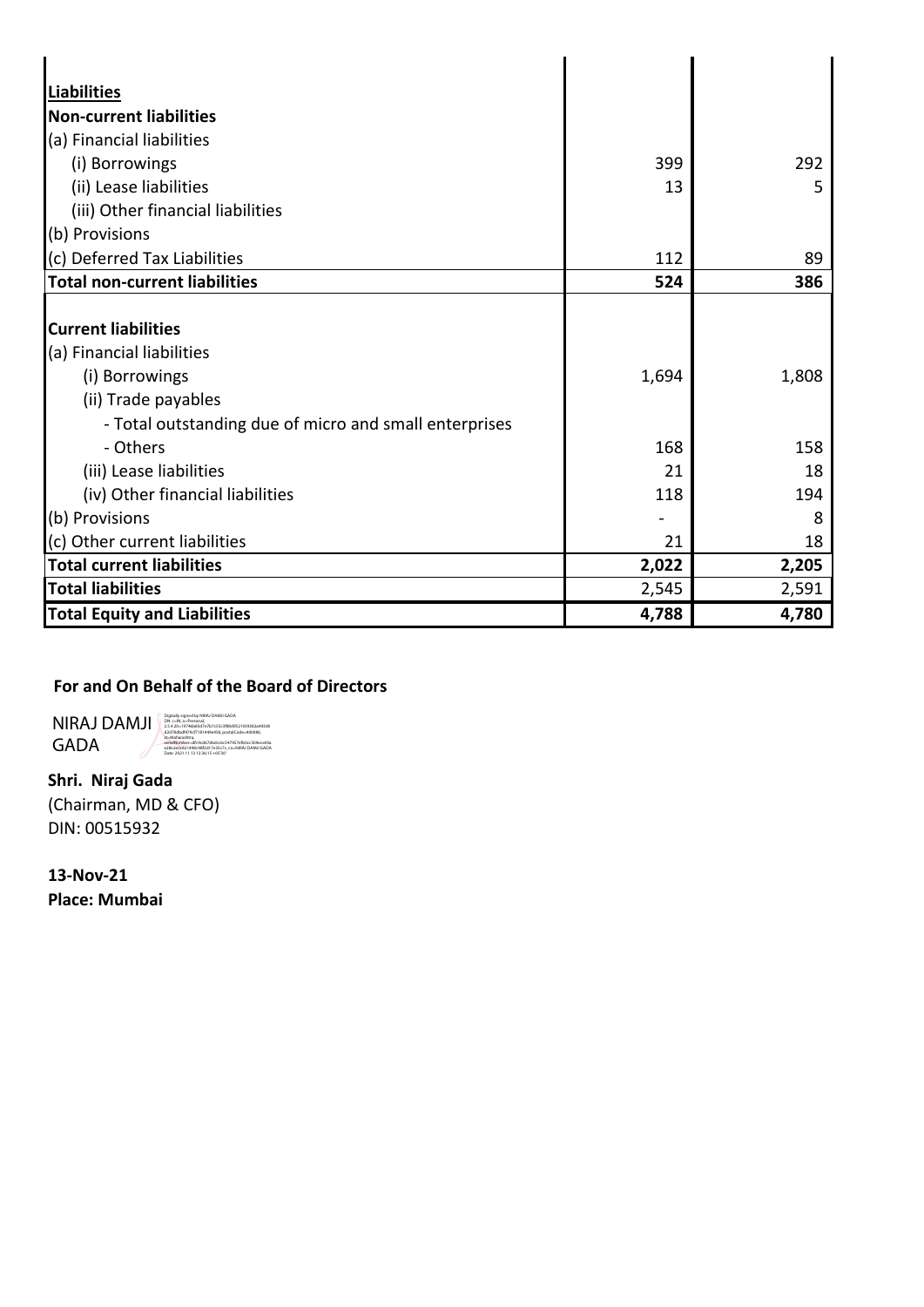| | | |
|---|---|---|
| **Liabilities** | | |
| **Non-current liabilities** | | |
| (a) Financial liabilities | | |
| (i) Borrowings | 399 | 292 |
| (ii) Lease liabilities | 13 | 5 |
| (iii) Other financial liabilities | | |
| (b) Provisions | | |
| (c) Deferred Tax Liabilities | 112 | 89 |
| **Total non-current liabilities** | **524** | **386** |
| | | |
| **Current liabilities** | | |
| (a) Financial liabilities | | |
| (i) Borrowings | 1,694 | 1,808 |
| (ii) Trade payables | | |
| - Total outstanding due of micro and small enterprises | | |
| - Others | 168 | 158 |
| (iii) Lease liabilities | 21 | 18 |
| (iv) Other financial liabilities | 118 | 194 |
| (b) Provisions | - | 8 |
| (c) Other current liabilities | 21 | 18 |
| **Total current liabilities** | **2,022** | **2,205** |
| **Total liabilities** | 2,545 | 2,591 |
| **Total Equity and Liabilities** | **4,788** | **4,780** |

**For and On Behalf of the Board of Directors**

NIRAJ DAMJI GADA

Digitally signed by NIRAJ DAMJI GADA
Date: 2021.11.13 12:36:15 +05'30'

**Shri. Niraj Gada**
(Chairman, MD & CFO)
DIN: 00515932

**13-Nov-21**
**Place: Mumbai**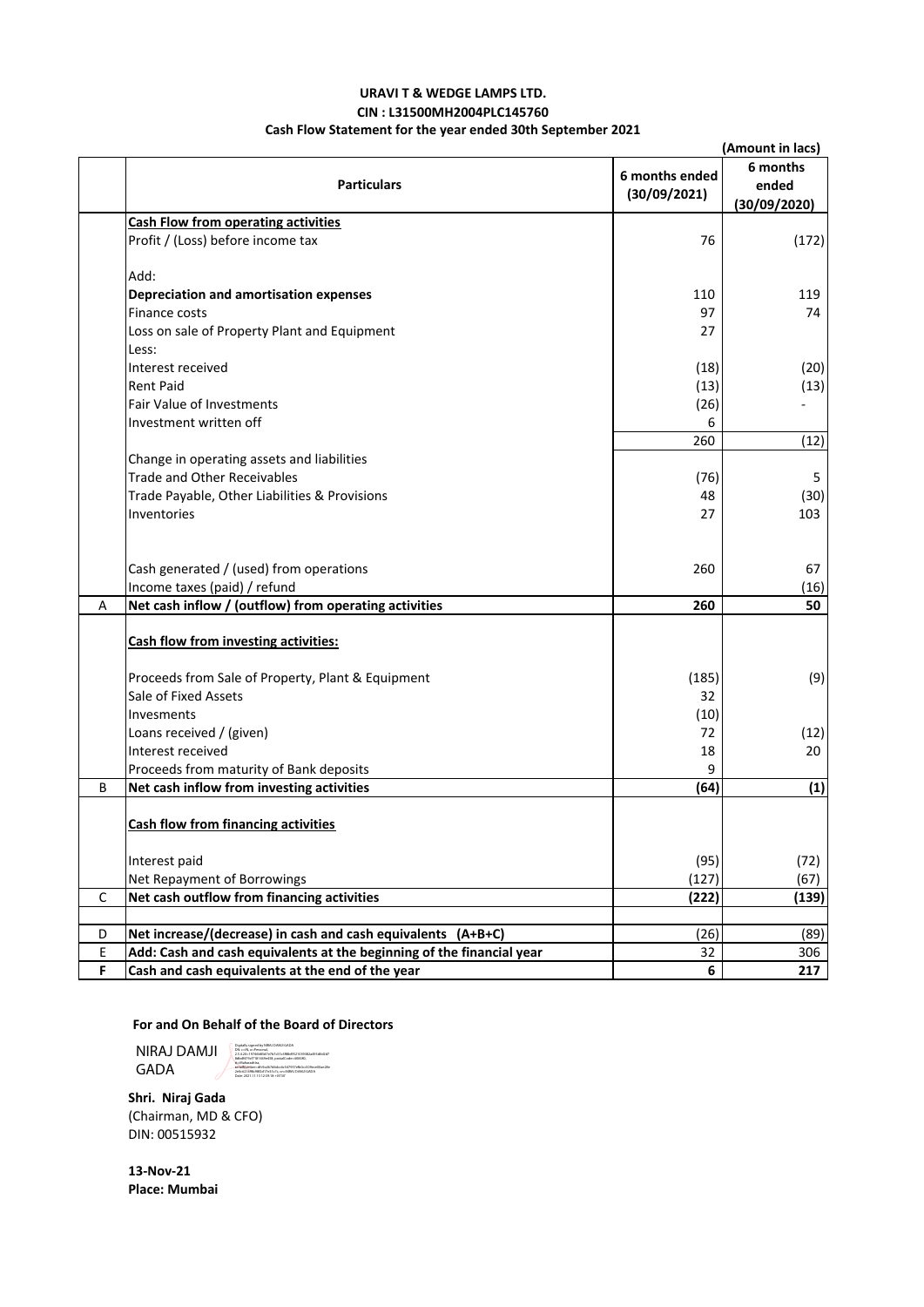**URAVI T & WEDGE LAMPS LTD.**
**CIN : L31500MH2004PLC145760**
**Cash Flow Statement for the year ended 30th September 2021**

(Amount in lacs)

| | Particulars | 6 months ended (30/09/2021) | 6 months ended (30/09/2020) |
|---|---|---|---|
| | **Cash Flow from operating activities** | | |
| | Profit / (Loss) before income tax | 76 | (172) |
| | Add: | | |
| | **Depreciation and amortisation expenses** | 110 | 119 |
| | Finance costs | 97 | 74 |
| | Loss on sale of Property Plant and Equipment | 27 | |
| | Less: | | |
| | Interest received | (18) | (20) |
| | Rent Paid | (13) | (13) |
| | Fair Value of Investments | (26) | - |
| | Investment written off | 6 | |
| | | 260 | (12) |
| | Change in operating assets and liabilities | | |
| | Trade and Other Receivables | (76) | 5 |
| | Trade Payable, Other Liabilities & Provisions | 48 | (30) |
| | Inventories | 27 | 103 |
| | Cash generated / (used) from operations | 260 | 67 |
| | Income taxes (paid) / refund | | (16) |
| A | **Net cash inflow / (outflow) from operating activities** | **260** | **50** |
| | **Cash flow from investing activities:** | | |
| | Proceeds from Sale of Property, Plant & Equipment | (185) | (9) |
| | Sale of Fixed Assets | 32 | |
| | Invesments | (10) | |
| | Loans received / (given) | 72 | (12) |
| | Interest received | 18 | 20 |
| | Proceeds from maturity of Bank deposits | 9 | |
| B | **Net cash inflow from investing activities** | **(64)** | **(1)** |
| | **Cash flow from financing activities** | | |
| | Interest paid | (95) | (72) |
| | Net Repayment of Borrowings | (127) | (67) |
| C | **Net cash outflow from financing activities** | **(222)** | **(139)** |
| D | **Net increase/(decrease) in cash and cash equivalents (A+B+C)** | (26) | (89) |
| E | **Add: Cash and cash equivalents at the beginning of the financial year** | 32 | 306 |
| F | **Cash and cash equivalents at the end of the year** | **6** | **217** |

**For and On Behalf of the Board of Directors**

NIRAJ DAMJI GADA

**Shri. Niraj Gada**
(Chairman, MD & CFO)
DIN: 00515932

**13-Nov-21**
**Place: Mumbai**